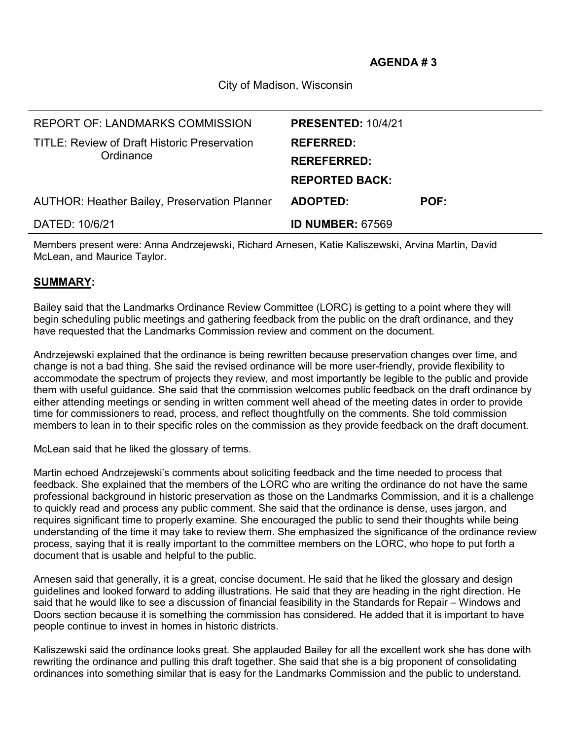**AGENDA # 3**

City of Madison, Wisconsin

| REPORT OF: LANDMARKS COMMISSION | **PRESENTED:** 10/4/21 | |
|---|---|---|
| TITLE: Review of Draft Historic Preservation Ordinance | **REFERRED:** | |
| | **REREFERRED:** | |
| | **REPORTED BACK:** | |
| AUTHOR: Heather Bailey, Preservation Planner | **ADOPTED:** | **POF:** |
| DATED: 10/6/21 | **ID NUMBER:** 67569 | |

Members present were: Anna Andrzejewski, Richard Arnesen, Katie Kaliszewski, Arvina Martin, David McLean, and Maurice Taylor.

## SUMMARY:

Bailey said that the Landmarks Ordinance Review Committee (LORC) is getting to a point where they will begin scheduling public meetings and gathering feedback from the public on the draft ordinance, and they have requested that the Landmarks Commission review and comment on the document.

Andrzejewski explained that the ordinance is being rewritten because preservation changes over time, and change is not a bad thing. She said the revised ordinance will be more user-friendly, provide flexibility to accommodate the spectrum of projects they review, and most importantly be legible to the public and provide them with useful guidance. She said that the commission welcomes public feedback on the draft ordinance by either attending meetings or sending in written comment well ahead of the meeting dates in order to provide time for commissioners to read, process, and reflect thoughtfully on the comments. She told commission members to lean in to their specific roles on the commission as they provide feedback on the draft document.

McLean said that he liked the glossary of terms.

Martin echoed Andrzejewski's comments about soliciting feedback and the time needed to process that feedback. She explained that the members of the LORC who are writing the ordinance do not have the same professional background in historic preservation as those on the Landmarks Commission, and it is a challenge to quickly read and process any public comment. She said that the ordinance is dense, uses jargon, and requires significant time to properly examine. She encouraged the public to send their thoughts while being understanding of the time it may take to review them. She emphasized the significance of the ordinance review process, saying that it is really important to the committee members on the LORC, who hope to put forth a document that is usable and helpful to the public.

Arnesen said that generally, it is a great, concise document. He said that he liked the glossary and design guidelines and looked forward to adding illustrations. He said that they are heading in the right direction. He said that he would like to see a discussion of financial feasibility in the Standards for Repair – Windows and Doors section because it is something the commission has considered. He added that it is important to have people continue to invest in homes in historic districts.

Kaliszewski said the ordinance looks great. She applauded Bailey for all the excellent work she has done with rewriting the ordinance and pulling this draft together. She said that she is a big proponent of consolidating ordinances into something similar that is easy for the Landmarks Commission and the public to understand.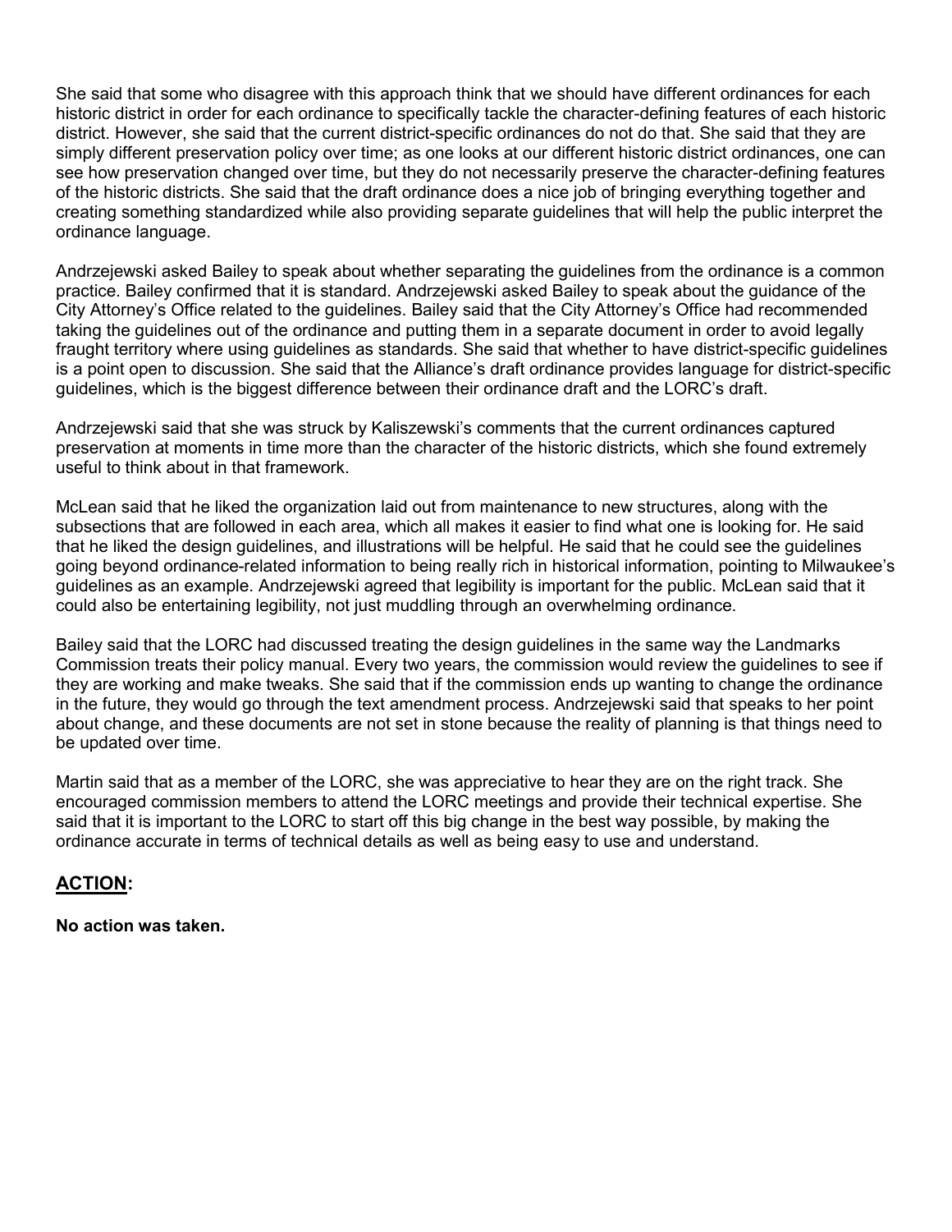She said that some who disagree with this approach think that we should have different ordinances for each historic district in order for each ordinance to specifically tackle the character-defining features of each historic district. However, she said that the current district-specific ordinances do not do that. She said that they are simply different preservation policy over time; as one looks at our different historic district ordinances, one can see how preservation changed over time, but they do not necessarily preserve the character-defining features of the historic districts. She said that the draft ordinance does a nice job of bringing everything together and creating something standardized while also providing separate guidelines that will help the public interpret the ordinance language.

Andrzejewski asked Bailey to speak about whether separating the guidelines from the ordinance is a common practice. Bailey confirmed that it is standard. Andrzejewski asked Bailey to speak about the guidance of the City Attorney's Office related to the guidelines. Bailey said that the City Attorney's Office had recommended taking the guidelines out of the ordinance and putting them in a separate document in order to avoid legally fraught territory where using guidelines as standards. She said that whether to have district-specific guidelines is a point open to discussion. She said that the Alliance's draft ordinance provides language for district-specific guidelines, which is the biggest difference between their ordinance draft and the LORC's draft.

Andrzejewski said that she was struck by Kaliszewski's comments that the current ordinances captured preservation at moments in time more than the character of the historic districts, which she found extremely useful to think about in that framework.

McLean said that he liked the organization laid out from maintenance to new structures, along with the subsections that are followed in each area, which all makes it easier to find what one is looking for. He said that he liked the design guidelines, and illustrations will be helpful. He said that he could see the guidelines going beyond ordinance-related information to being really rich in historical information, pointing to Milwaukee's guidelines as an example. Andrzejewski agreed that legibility is important for the public. McLean said that it could also be entertaining legibility, not just muddling through an overwhelming ordinance.

Bailey said that the LORC had discussed treating the design guidelines in the same way the Landmarks Commission treats their policy manual. Every two years, the commission would review the guidelines to see if they are working and make tweaks. She said that if the commission ends up wanting to change the ordinance in the future, they would go through the text amendment process. Andrzejewski said that speaks to her point about change, and these documents are not set in stone because the reality of planning is that things need to be updated over time.

Martin said that as a member of the LORC, she was appreciative to hear they are on the right track. She encouraged commission members to attend the LORC meetings and provide their technical expertise. She said that it is important to the LORC to start off this big change in the best way possible, by making the ordinance accurate in terms of technical details as well as being easy to use and understand.

## ACTION:

**No action was taken.**